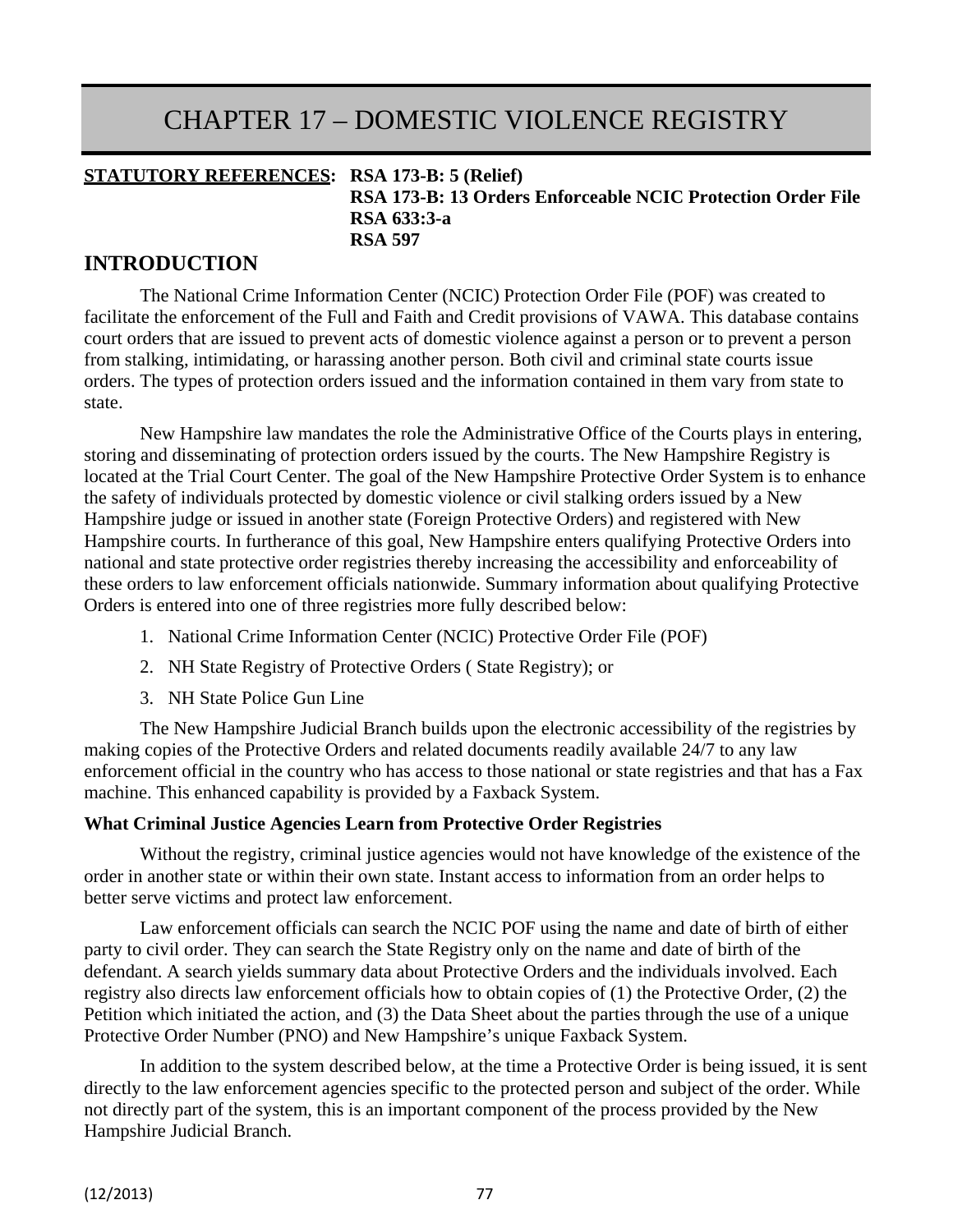# CHAPTER 17 – DOMESTIC VIOLENCE REGISTRY

**STATUTORY REFERENCES:** **RSA 173-B: 5 (Relief)**
**RSA 173-B: 13 Orders Enforceable NCIC Protection Order File**
**RSA 633:3-a**
**RSA 597**

## INTRODUCTION

The National Crime Information Center (NCIC) Protection Order File (POF) was created to facilitate the enforcement of the Full and Faith and Credit provisions of VAWA. This database contains court orders that are issued to prevent acts of domestic violence against a person or to prevent a person from stalking, intimidating, or harassing another person. Both civil and criminal state courts issue orders. The types of protection orders issued and the information contained in them vary from state to state.

New Hampshire law mandates the role the Administrative Office of the Courts plays in entering, storing and disseminating of protection orders issued by the courts. The New Hampshire Registry is located at the Trial Court Center. The goal of the New Hampshire Protective Order System is to enhance the safety of individuals protected by domestic violence or civil stalking orders issued by a New Hampshire judge or issued in another state (Foreign Protective Orders) and registered with New Hampshire courts. In furtherance of this goal, New Hampshire enters qualifying Protective Orders into national and state protective order registries thereby increasing the accessibility and enforceability of these orders to law enforcement officials nationwide. Summary information about qualifying Protective Orders is entered into one of three registries more fully described below:

1. National Crime Information Center (NCIC) Protective Order File (POF)
2. NH State Registry of Protective Orders ( State Registry); or
3. NH State Police Gun Line

The New Hampshire Judicial Branch builds upon the electronic accessibility of the registries by making copies of the Protective Orders and related documents readily available 24/7 to any law enforcement official in the country who has access to those national or state registries and that has a Fax machine. This enhanced capability is provided by a Faxback System.

### What Criminal Justice Agencies Learn from Protective Order Registries

Without the registry, criminal justice agencies would not have knowledge of the existence of the order in another state or within their own state. Instant access to information from an order helps to better serve victims and protect law enforcement.

Law enforcement officials can search the NCIC POF using the name and date of birth of either party to civil order. They can search the State Registry only on the name and date of birth of the defendant. A search yields summary data about Protective Orders and the individuals involved. Each registry also directs law enforcement officials how to obtain copies of (1) the Protective Order, (2) the Petition which initiated the action, and (3) the Data Sheet about the parties through the use of a unique Protective Order Number (PNO) and New Hampshire's unique Faxback System.

In addition to the system described below, at the time a Protective Order is being issued, it is sent directly to the law enforcement agencies specific to the protected person and subject of the order. While not directly part of the system, this is an important component of the process provided by the New Hampshire Judicial Branch.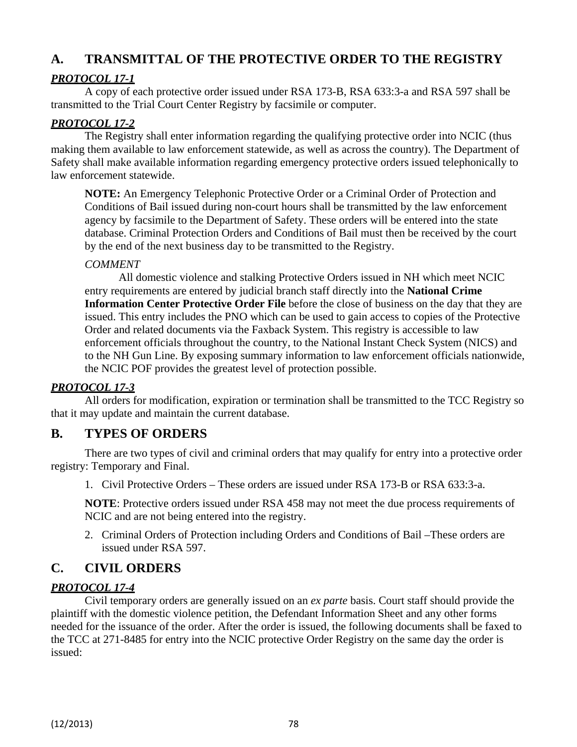## A. TRANSMITTAL OF THE PROTECTIVE ORDER TO THE REGISTRY

***PROTOCOL 17-1***

A copy of each protective order issued under RSA 173-B, RSA 633:3-a and RSA 597 shall be transmitted to the Trial Court Center Registry by facsimile or computer.

***PROTOCOL 17-2***

The Registry shall enter information regarding the qualifying protective order into NCIC (thus making them available to law enforcement statewide, as well as across the country). The Department of Safety shall make available information regarding emergency protective orders issued telephonically to law enforcement statewide.

> **NOTE:** An Emergency Telephonic Protective Order or a Criminal Order of Protection and Conditions of Bail issued during non-court hours shall be transmitted by the law enforcement agency by facsimile to the Department of Safety. These orders will be entered into the state database. Criminal Protection Orders and Conditions of Bail must then be received by the court by the end of the next business day to be transmitted to the Registry.
>
> *COMMENT*
>
> All domestic violence and stalking Protective Orders issued in NH which meet NCIC entry requirements are entered by judicial branch staff directly into the **National Crime Information Center Protective Order File** before the close of business on the day that they are issued. This entry includes the PNO which can be used to gain access to copies of the Protective Order and related documents via the Faxback System. This registry is accessible to law enforcement officials throughout the country, to the National Instant Check System (NICS) and to the NH Gun Line. By exposing summary information to law enforcement officials nationwide, the NCIC POF provides the greatest level of protection possible.

***PROTOCOL 17-3***

All orders for modification, expiration or termination shall be transmitted to the TCC Registry so that it may update and maintain the current database.

## B. TYPES OF ORDERS

There are two types of civil and criminal orders that may qualify for entry into a protective order registry: Temporary and Final.

1. Civil Protective Orders – These orders are issued under RSA 173-B or RSA 633:3-a.

   **NOTE**: Protective orders issued under RSA 458 may not meet the due process requirements of NCIC and are not being entered into the registry.

2. Criminal Orders of Protection including Orders and Conditions of Bail –These orders are issued under RSA 597.

## C. CIVIL ORDERS

***PROTOCOL 17-4***

Civil temporary orders are generally issued on an *ex parte* basis. Court staff should provide the plaintiff with the domestic violence petition, the Defendant Information Sheet and any other forms needed for the issuance of the order. After the order is issued, the following documents shall be faxed to the TCC at 271-8485 for entry into the NCIC protective Order Registry on the same day the order is issued: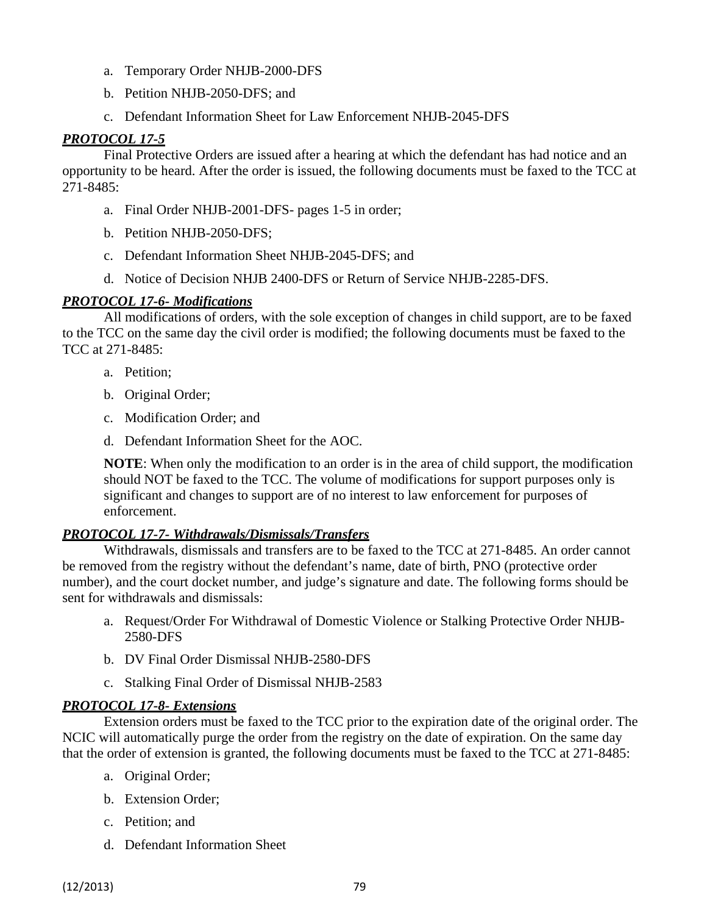a. Temporary Order NHJB-2000-DFS

b. Petition NHJB-2050-DFS; and

c. Defendant Information Sheet for Law Enforcement NHJB-2045-DFS

***PROTOCOL 17-5***

Final Protective Orders are issued after a hearing at which the defendant has had notice and an opportunity to be heard. After the order is issued, the following documents must be faxed to the TCC at 271-8485:

a. Final Order NHJB-2001-DFS- pages 1-5 in order;

b. Petition NHJB-2050-DFS;

c. Defendant Information Sheet NHJB-2045-DFS; and

d. Notice of Decision NHJB 2400-DFS or Return of Service NHJB-2285-DFS.

***PROTOCOL 17-6- Modifications***

All modifications of orders, with the sole exception of changes in child support, are to be faxed to the TCC on the same day the civil order is modified; the following documents must be faxed to the TCC at 271-8485:

a. Petition;

b. Original Order;

c. Modification Order; and

d. Defendant Information Sheet for the AOC.

**NOTE**: When only the modification to an order is in the area of child support, the modification should NOT be faxed to the TCC. The volume of modifications for support purposes only is significant and changes to support are of no interest to law enforcement for purposes of enforcement.

***PROTOCOL 17-7- Withdrawals/Dismissals/Transfers***

Withdrawals, dismissals and transfers are to be faxed to the TCC at 271-8485. An order cannot be removed from the registry without the defendant's name, date of birth, PNO (protective order number), and the court docket number, and judge's signature and date. The following forms should be sent for withdrawals and dismissals:

a. Request/Order For Withdrawal of Domestic Violence or Stalking Protective Order NHJB-2580-DFS

b. DV Final Order Dismissal NHJB-2580-DFS

c. Stalking Final Order of Dismissal NHJB-2583

***PROTOCOL 17-8- Extensions***

Extension orders must be faxed to the TCC prior to the expiration date of the original order. The NCIC will automatically purge the order from the registry on the date of expiration. On the same day that the order of extension is granted, the following documents must be faxed to the TCC at 271-8485:

a. Original Order;

b. Extension Order;

c. Petition; and

d. Defendant Information Sheet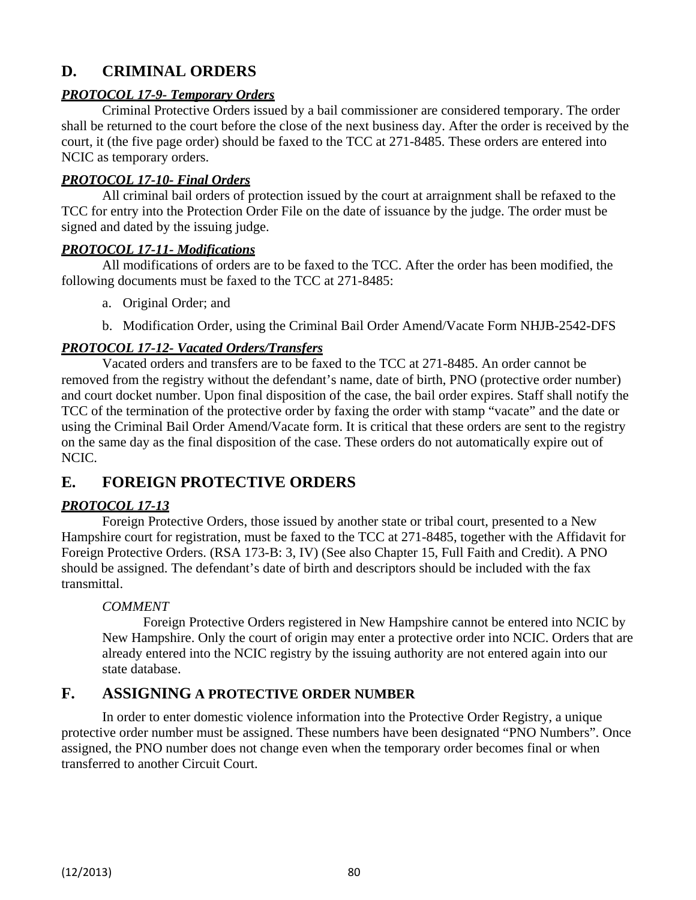## D. CRIMINAL ORDERS

***PROTOCOL 17-9- Temporary Orders***

Criminal Protective Orders issued by a bail commissioner are considered temporary. The order shall be returned to the court before the close of the next business day. After the order is received by the court, it (the five page order) should be faxed to the TCC at 271-8485. These orders are entered into NCIC as temporary orders.

***PROTOCOL 17-10- Final Orders***

All criminal bail orders of protection issued by the court at arraignment shall be refaxed to the TCC for entry into the Protection Order File on the date of issuance by the judge. The order must be signed and dated by the issuing judge.

***PROTOCOL 17-11- Modifications***

All modifications of orders are to be faxed to the TCC. After the order has been modified, the following documents must be faxed to the TCC at 271-8485:

a. Original Order; and

b. Modification Order, using the Criminal Bail Order Amend/Vacate Form NHJB-2542-DFS

***PROTOCOL 17-12- Vacated Orders/Transfers***

Vacated orders and transfers are to be faxed to the TCC at 271-8485. An order cannot be removed from the registry without the defendant's name, date of birth, PNO (protective order number) and court docket number. Upon final disposition of the case, the bail order expires. Staff shall notify the TCC of the termination of the protective order by faxing the order with stamp "vacate" and the date or using the Criminal Bail Order Amend/Vacate form. It is critical that these orders are sent to the registry on the same day as the final disposition of the case. These orders do not automatically expire out of NCIC.

## E. FOREIGN PROTECTIVE ORDERS

***PROTOCOL 17-13***

Foreign Protective Orders, those issued by another state or tribal court, presented to a New Hampshire court for registration, must be faxed to the TCC at 271-8485, together with the Affidavit for Foreign Protective Orders. (RSA 173-B: 3, IV) (See also Chapter 15, Full Faith and Credit). A PNO should be assigned. The defendant's date of birth and descriptors should be included with the fax transmittal.

> *COMMENT*
>
> Foreign Protective Orders registered in New Hampshire cannot be entered into NCIC by New Hampshire. Only the court of origin may enter a protective order into NCIC. Orders that are already entered into the NCIC registry by the issuing authority are not entered again into our state database.

## F. ASSIGNING A PROTECTIVE ORDER NUMBER

In order to enter domestic violence information into the Protective Order Registry, a unique protective order number must be assigned. These numbers have been designated "PNO Numbers". Once assigned, the PNO number does not change even when the temporary order becomes final or when transferred to another Circuit Court.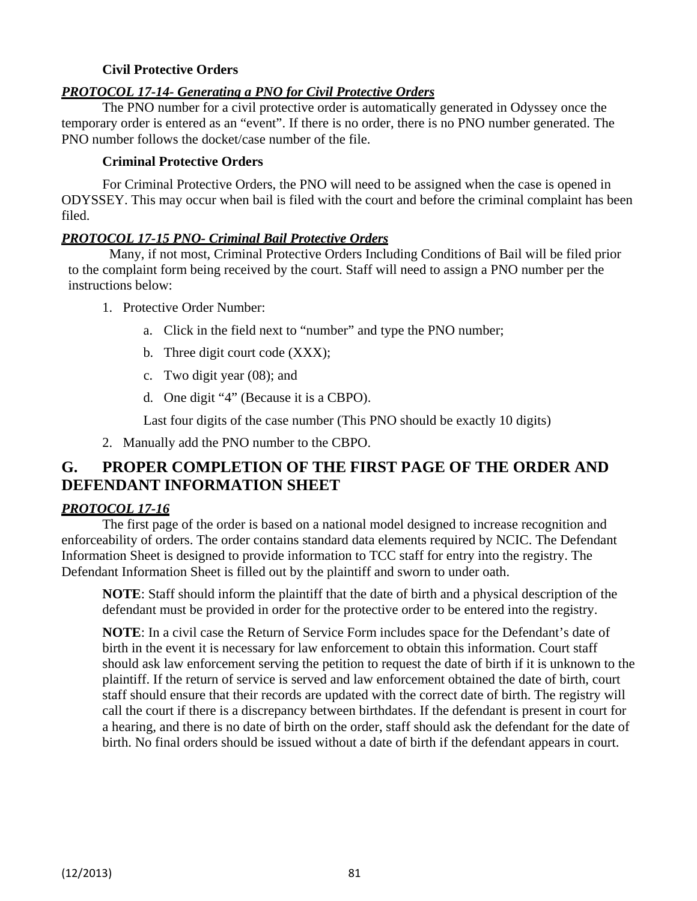**Civil Protective Orders**

***PROTOCOL 17-14- Generating a PNO for Civil Protective Orders***

The PNO number for a civil protective order is automatically generated in Odyssey once the temporary order is entered as an "event". If there is no order, there is no PNO number generated. The PNO number follows the docket/case number of the file.

**Criminal Protective Orders**

For Criminal Protective Orders, the PNO will need to be assigned when the case is opened in ODYSSEY. This may occur when bail is filed with the court and before the criminal complaint has been filed.

***PROTOCOL 17-15 PNO- Criminal Bail Protective Orders***

Many, if not most, Criminal Protective Orders Including Conditions of Bail will be filed prior to the complaint form being received by the court. Staff will need to assign a PNO number per the instructions below:

1. Protective Order Number:
   a. Click in the field next to "number" and type the PNO number;
   b. Three digit court code (XXX);
   c. Two digit year (08); and
   d. One digit "4" (Because it is a CBPO).

   Last four digits of the case number (This PNO should be exactly 10 digits)
2. Manually add the PNO number to the CBPO.

## G. PROPER COMPLETION OF THE FIRST PAGE OF THE ORDER AND DEFENDANT INFORMATION SHEET

***PROTOCOL 17-16***

The first page of the order is based on a national model designed to increase recognition and enforceability of orders. The order contains standard data elements required by NCIC. The Defendant Information Sheet is designed to provide information to TCC staff for entry into the registry. The Defendant Information Sheet is filled out by the plaintiff and sworn to under oath.

**NOTE**: Staff should inform the plaintiff that the date of birth and a physical description of the defendant must be provided in order for the protective order to be entered into the registry.

**NOTE**: In a civil case the Return of Service Form includes space for the Defendant's date of birth in the event it is necessary for law enforcement to obtain this information. Court staff should ask law enforcement serving the petition to request the date of birth if it is unknown to the plaintiff. If the return of service is served and law enforcement obtained the date of birth, court staff should ensure that their records are updated with the correct date of birth. The registry will call the court if there is a discrepancy between birthdates. If the defendant is present in court for a hearing, and there is no date of birth on the order, staff should ask the defendant for the date of birth. No final orders should be issued without a date of birth if the defendant appears in court.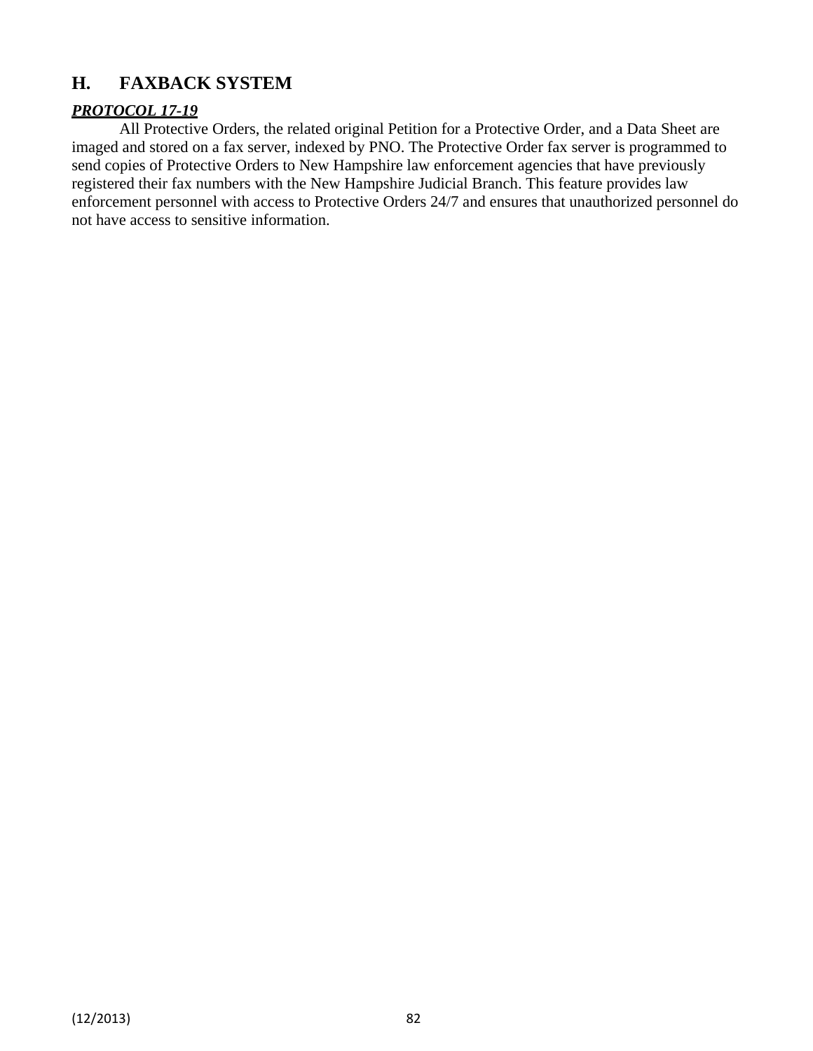## H. FAXBACK SYSTEM

***PROTOCOL 17-19***

All Protective Orders, the related original Petition for a Protective Order, and a Data Sheet are imaged and stored on a fax server, indexed by PNO. The Protective Order fax server is programmed to send copies of Protective Orders to New Hampshire law enforcement agencies that have previously registered their fax numbers with the New Hampshire Judicial Branch. This feature provides law enforcement personnel with access to Protective Orders 24/7 and ensures that unauthorized personnel do not have access to sensitive information.